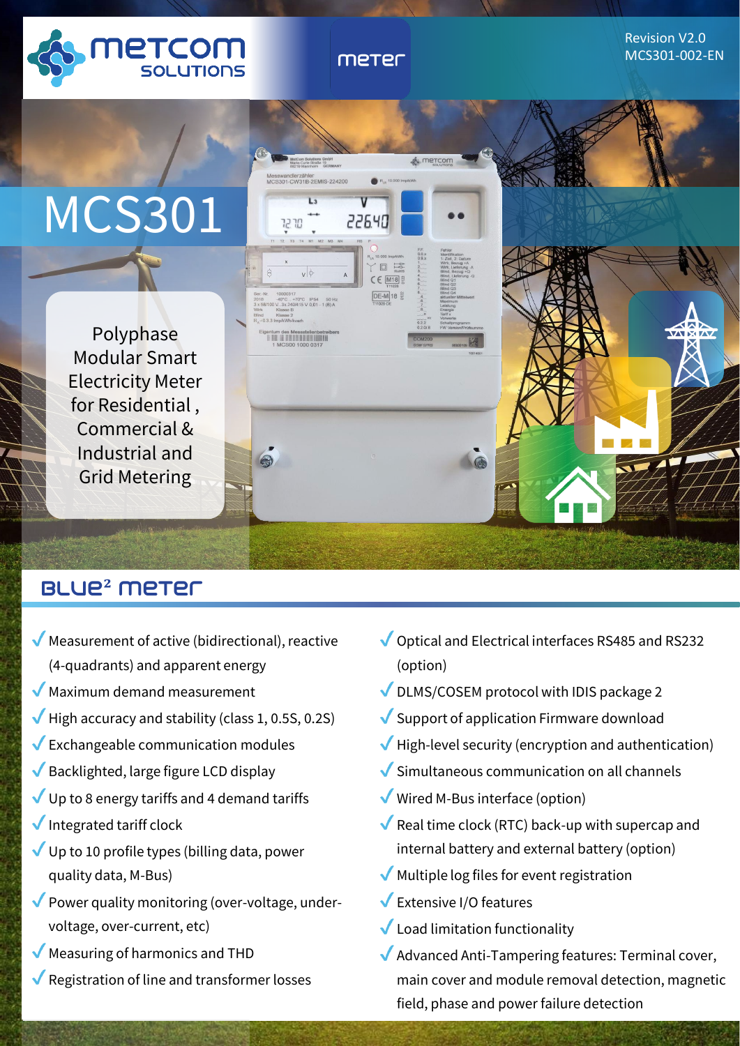metcom SOLUTIONS

meter

Revision V2.0
MCS301-002-EN

# MCS301

Polyphase Modular Smart Electricity Meter for Residential , Commercial & Industrial and Grid Metering

## BLUE² meter

- Measurement of active (bidirectional), reactive (4-quadrants) and apparent energy
- Maximum demand measurement
- High accuracy and stability (class 1, 0.5S, 0.2S)
- Exchangeable communication modules
- Backlighted, large figure LCD display
- Up to 8 energy tariffs and 4 demand tariffs
- Integrated tariff clock
- Up to 10 profile types (billing data, power quality data, M-Bus)
- Power quality monitoring (over-voltage, under-voltage, over-current, etc)
- Measuring of harmonics and THD
- Registration of line and transformer losses
- Optical and Electrical interfaces RS485 and RS232 (option)
- DLMS/COSEM protocol with IDIS package 2
- Support of application Firmware download
- High-level security (encryption and authentication)
- Simultaneous communication on all channels
- Wired M-Bus interface (option)
- Real time clock (RTC) back-up with supercap and internal battery and external battery (option)
- Multiple log files for event registration
- Extensive I/O features
- Load limitation functionality
- Advanced Anti-Tampering features: Terminal cover, main cover and module removal detection, magnetic field, phase and power failure detection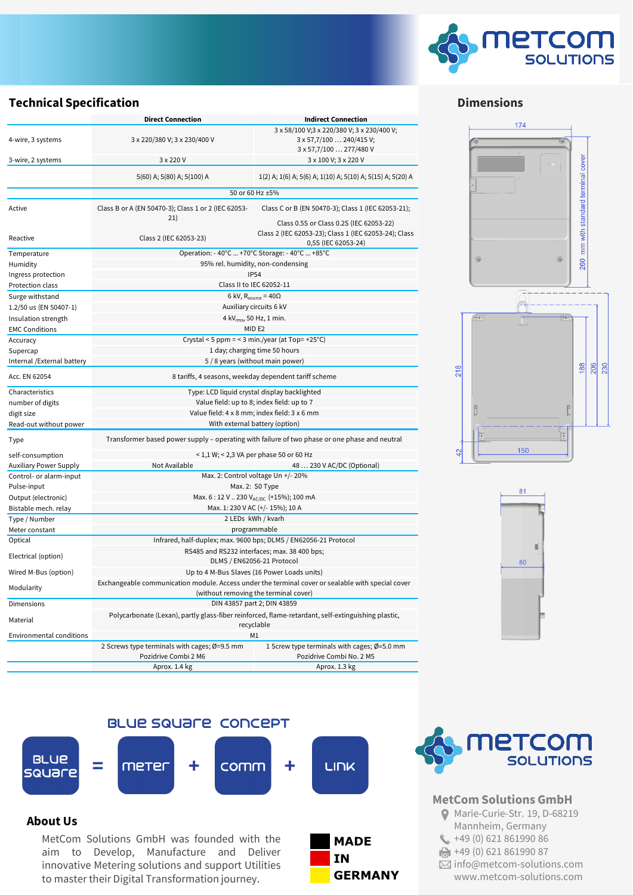## Technical Specification

| | Direct Connection | Indirect Connection |
|---|---|---|
| 4-wire, 3 systems | 3 x 220/380 V; 3 x 230/400 V | 3 x 58/100 V;3 x 220/380 V; 3 x 230/400 V; 3 x 57,7/100 … 240/415 V; 3 x 57,7/100 … 277/480 V |
| 3-wire, 2 systems | 3 x 220 V | 3 x 100 V; 3 x 220 V |
| | 5(60) A; 5(80) A; 5(100) A | 1(2) A; 1(6) A; 5(6) A; 1(10) A; 5(10) A; 5(15) A; 5(20) A |
| | 50 or 60 Hz ±5% | |
| Active | Class B or A (EN 50470-3); Class 1 or 2 (IEC 62053-21) | Class C or B (EN 50470-3); Class 1 (IEC 62053-21); Class 0.5S or Class 0.2S (IEC 62053-22) |
| Reactive | Class 2 (IEC 62053-23) | Class 2 (IEC 62053-23); Class 1 (IEC 62053-24); Class 0,5S (IEC 62053-24) |
| Temperature | Operation: - 40°C … +70°C Storage: - 40°C … +85°C | |
| Humidity | 95% rel. humidity, non-condensing | |
| Ingress protection | IP54 | |
| Protection class | Class II to IEC 62052-11 | |
| Surge withstand | 6 kV, $R_{source}$ = 40Ω | |
| 1.2/50 us (EN 50407-1) | Auxiliary circuits 6 kV | |
| Insulation strength | 4 $kV_{rms}$, 50 Hz, 1 min. | |
| EMC Conditions | MID E2 | |
| Accuracy | Crystal < 5 ppm = < 3 min./year (at Top= +25°C) | |
| Supercap | 1 day; charging time 50 hours | |
| Internal /External battery | 5 / 8 years (without main power) | |
| Acc. EN 62054 | 8 tariffs, 4 seasons, weekday dependent tariff scheme | |
| Characteristics | Type: LCD liquid crystal display backlighted | |
| number of digits | Value field: up to 8; index field: up to 7 | |
| digit size | Value field: 4 x 8 mm; index field: 3 x 6 mm | |
| Read-out without power | With external battery (option) | |
| Type | Transformer based power supply – operating with failure of two phase or one phase and neutral | |
| self-consumption | < 1,1 W; < 2,3 VA per phase 50 or 60 Hz | |
| Auxiliary Power Supply | Not Available | 48 … 230 V AC/DC (Optional) |
| Control- or alarm-input | Max. 2: Control voltage Un +/- 20% | |
| Pulse-input | Max. 2: S0 Type | |
| Output (electronic) | Max. 6 : 12 V .. 230 $V_{AC/DC}$ (+15%); 100 mA | |
| Bistable mech. relay | Max. 1: 230 V AC (+/- 15%); 10 A | |
| Type / Number | 2 LEDs kWh / kvarh | |
| Meter constant | programmable | |
| Optical | Infrared, half-duplex; max. 9600 bps; DLMS / EN62056-21 Protocol | |
| Electrical (option) | RS485 and RS232 interfaces; max. 38 400 bps; DLMS / EN62056-21 Protocol | |
| Wired M-Bus (option) | Up to 4 M-Bus Slaves (16 Power Loads units) | |
| Modularity | Exchangeable communication module. Access under the terminal cover or sealable with special cover (without removing the terminal cover) | |
| Dimensions | DIN 43857 part 2; DIN 43859 | |
| Material | Polycarbonate (Lexan), partly glass-fiber reinforced, flame-retardant, self-extinguishing plastic, recyclable | |
| Environmental conditions | M1 | |
| | 2 Screws type terminals with cages; Ø=9.5 mm Pozidrive Combi 2 M6 | 1 Screw type terminals with cages; Ø=5.0 mm Pozidrive Combi No. 2 M5 |
| | Aprox. 1.4 kg | Aprox. 1.3 kg |

## Dimensions

174

260 mm with standard terminal cover

218

188

206

230

42

150

81

80

## BLUE SQUARE CONCEPT

BLUE SQUARE = METER + COMM + LINK

## About Us

MetCom Solutions GmbH was founded with the aim to Develop, Manufacture and Deliver innovative Metering solutions and support Utilities to master their Digital Transformation journey.

**MADE IN GERMANY**

**MetCom Solutions GmbH**

Marie-Curie-Str. 19, D-68219 Mannheim, Germany

+49 (0) 621 861990 86

+49 (0) 621 861990 87

info@metcom-solutions.com

www.metcom-solutions.com